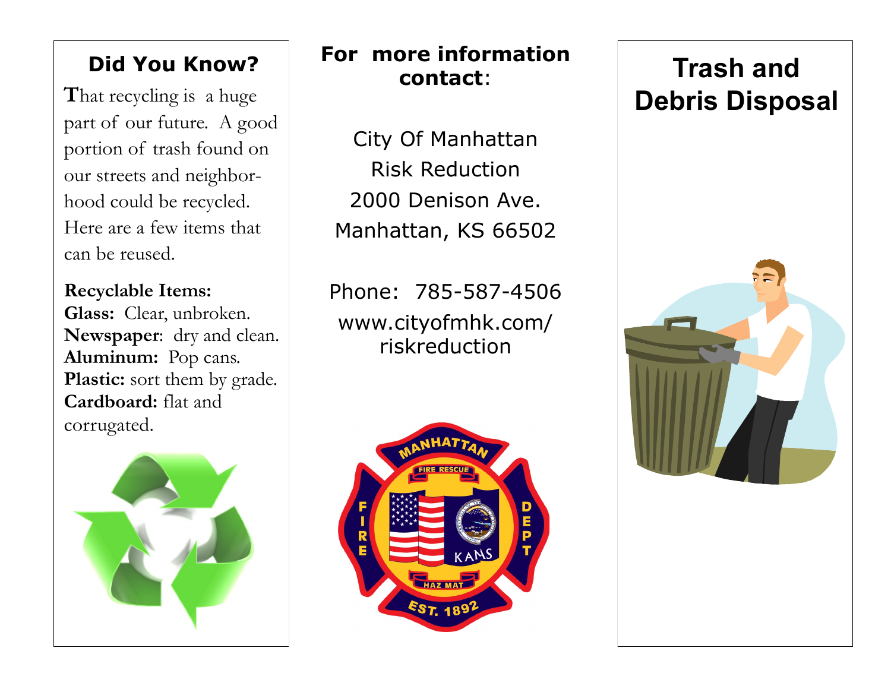## Did You Know?

That recycling is a huge part of our future. A good portion of trash found on our streets and neighborhood could be recycled. Here are a few items that can be reused.

**Recyclable Items:**
**Glass:** Clear, unbroken.
**Newspaper**: dry and clean.
**Aluminum:** Pop cans.
**Plastic:** sort them by grade.
**Cardboard:** flat and corrugated.

**For more information contact**:

City Of Manhattan
Risk Reduction
2000 Denison Ave.
Manhattan, KS 66502

Phone: 785-587-4506
www.cityofmhk.com/riskreduction

# Trash and Debris Disposal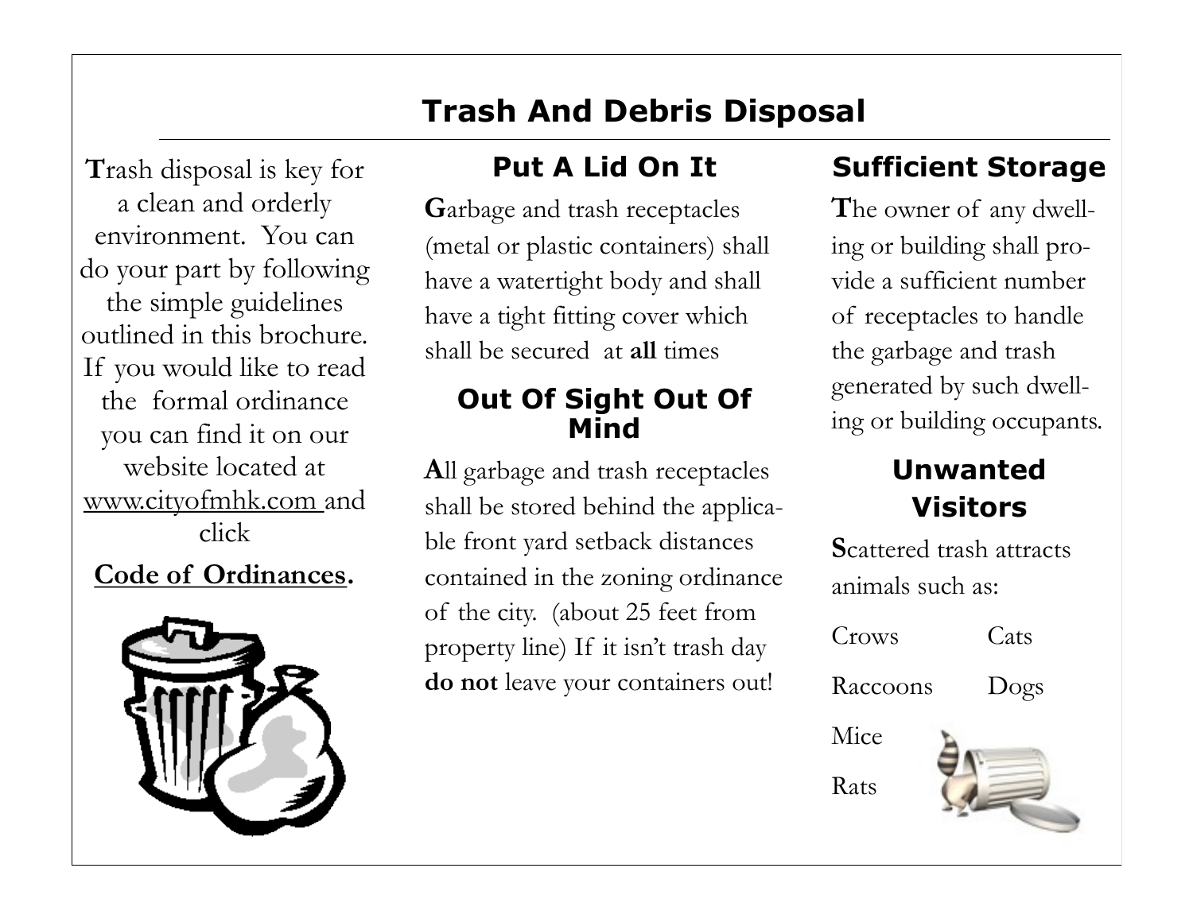# Trash And Debris Disposal

Trash disposal is key for a clean and orderly environment. You can do your part by following the simple guidelines outlined in this brochure. If you would like to read the formal ordinance you can find it on our website located at www.cityofmhk.com and click

**Code of Ordinances.**

## Put A Lid On It

Garbage and trash receptacles (metal or plastic containers) shall have a watertight body and shall have a tight fitting cover which shall be secured at **all** times

## Out Of Sight Out Of Mind

All garbage and trash receptacles shall be stored behind the applicable front yard setback distances contained in the zoning ordinance of the city. (about 25 feet from property line) If it isn't trash day **do not** leave your containers out!

## Sufficient Storage

The owner of any dwelling or building shall provide a sufficient number of receptacles to handle the garbage and trash generated by such dwelling or building occupants.

## Unwanted Visitors

Scattered trash attracts animals such as:

- Crows
- Cats
- Raccoons
- Dogs
- Mice
- Rats